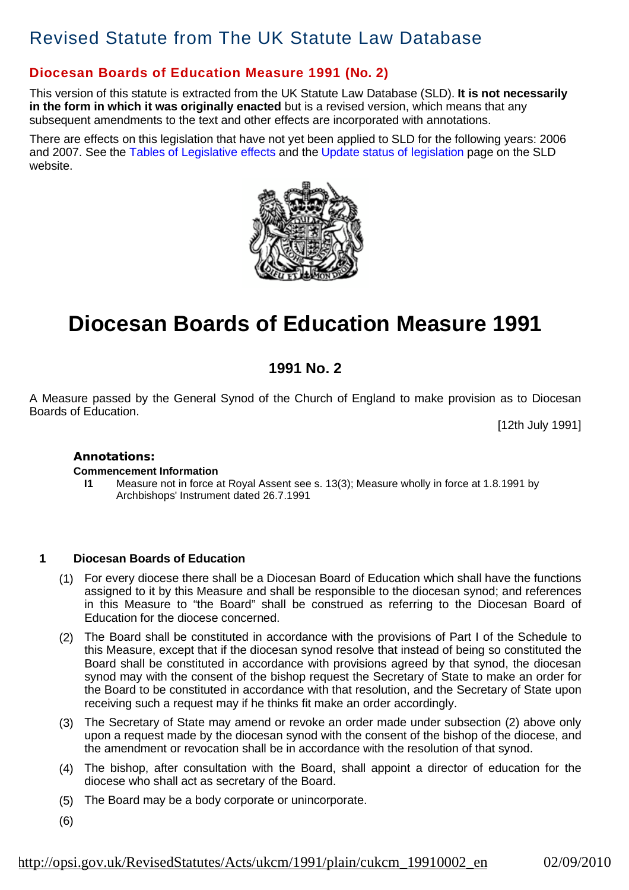# Revised Statute from The UK Statute Law Database

## Diocesan Boards of Education Measure 1991 (No. 2)

This version of this statute is extracted from the UK Statute Law Database (SLD). **It is not necessarily in the form in which it was originally enacted** but is a revised version, which means that any subsequent amendments to the text and other effects are incorporated with annotations.

There are effects on this legislation that have not yet been applied to SLD for the following years: 2006 and 2007. See the Tables of Legislative effects and the Update status of legislation page on the SLD website.

# Diocesan Boards of Education Measure 1991

## 1991 No. 2

A Measure passed by the General Synod of the Church of England to make provision as to Diocesan Boards of Education.

[12th July 1991]

**Annotations:**

**Commencement Information**

**I1** Measure not in force at Royal Assent see s. 13(3); Measure wholly in force at 1.8.1991 by Archbishops' Instrument dated 26.7.1991

### 1 Diocesan Boards of Education

(1) For every diocese there shall be a Diocesan Board of Education which shall have the functions assigned to it by this Measure and shall be responsible to the diocesan synod; and references in this Measure to "the Board" shall be construed as referring to the Diocesan Board of Education for the diocese concerned.

(2) The Board shall be constituted in accordance with the provisions of Part I of the Schedule to this Measure, except that if the diocesan synod resolve that instead of being so constituted the Board shall be constituted in accordance with provisions agreed by that synod, the diocesan synod may with the consent of the bishop request the Secretary of State to make an order for the Board to be constituted in accordance with that resolution, and the Secretary of State upon receiving such a request may if he thinks fit make an order accordingly.

(3) The Secretary of State may amend or revoke an order made under subsection (2) above only upon a request made by the diocesan synod with the consent of the bishop of the diocese, and the amendment or revocation shall be in accordance with the resolution of that synod.

(4) The bishop, after consultation with the Board, shall appoint a director of education for the diocese who shall act as secretary of the Board.

(5) The Board may be a body corporate or unincorporate.

(6)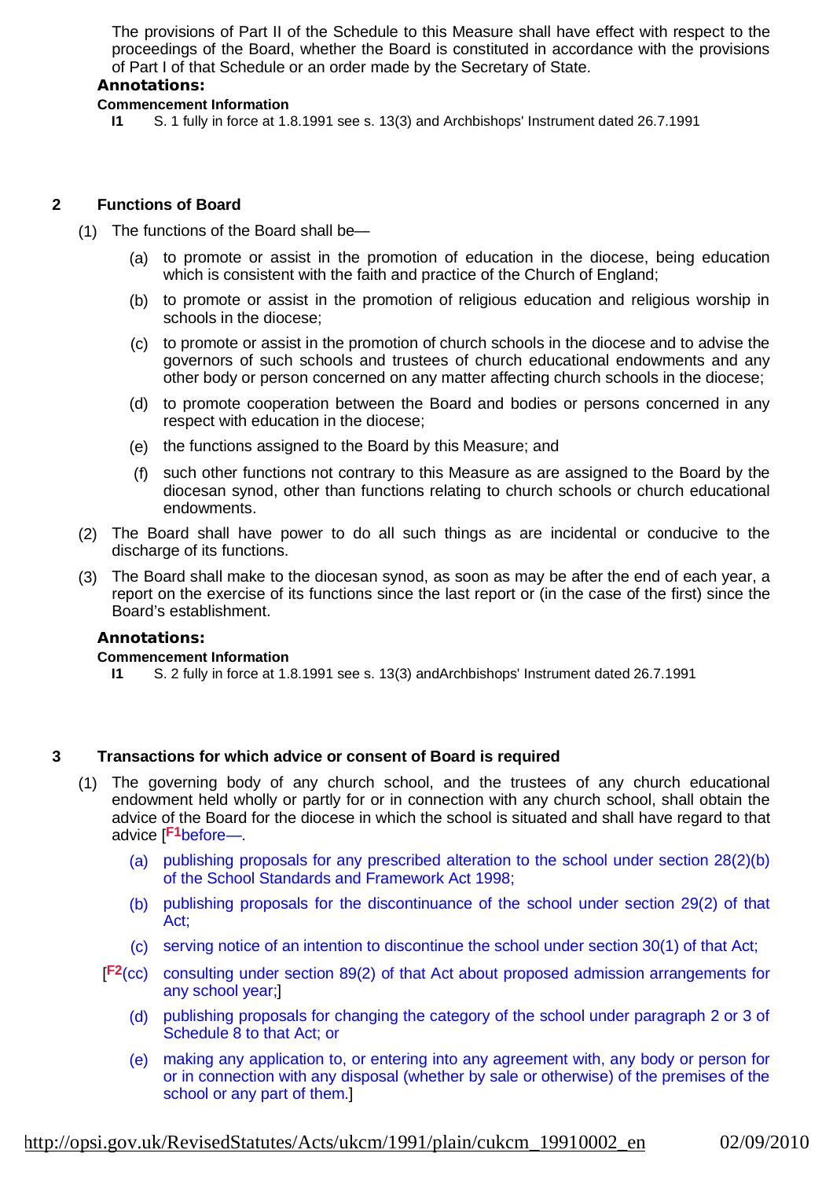The provisions of Part II of the Schedule to this Measure shall have effect with respect to the proceedings of the Board, whether the Board is constituted in accordance with the provisions of Part I of that Schedule or an order made by the Secretary of State.

**Annotations:**

**Commencement Information**

**I1** S. 1 fully in force at 1.8.1991 see s. 13(3) and Archbishops' Instrument dated 26.7.1991

## 2 Functions of Board

(1) The functions of the Board shall be—

(a) to promote or assist in the promotion of education in the diocese, being education which is consistent with the faith and practice of the Church of England;

(b) to promote or assist in the promotion of religious education and religious worship in schools in the diocese;

(c) to promote or assist in the promotion of church schools in the diocese and to advise the governors of such schools and trustees of church educational endowments and any other body or person concerned on any matter affecting church schools in the diocese;

(d) to promote cooperation between the Board and bodies or persons concerned in any respect with education in the diocese;

(e) the functions assigned to the Board by this Measure; and

(f) such other functions not contrary to this Measure as are assigned to the Board by the diocesan synod, other than functions relating to church schools or church educational endowments.

(2) The Board shall have power to do all such things as are incidental or conducive to the discharge of its functions.

(3) The Board shall make to the diocesan synod, as soon as may be after the end of each year, a report on the exercise of its functions since the last report or (in the case of the first) since the Board's establishment.

**Annotations:**

**Commencement Information**

**I1** S. 2 fully in force at 1.8.1991 see s. 13(3) andArchbishops' Instrument dated 26.7.1991

## 3 Transactions for which advice or consent of Board is required

(1) The governing body of any church school, and the trustees of any church educational endowment held wholly or partly for or in connection with any church school, shall obtain the advice of the Board for the diocese in which the school is situated and shall have regard to that advice [F1before—.

(a) publishing proposals for any prescribed alteration to the school under section 28(2)(b) of the School Standards and Framework Act 1998;

(b) publishing proposals for the discontinuance of the school under section 29(2) of that Act;

(c) serving notice of an intention to discontinue the school under section 30(1) of that Act;

[F2(cc) consulting under section 89(2) of that Act about proposed admission arrangements for any school year;]

(d) publishing proposals for changing the category of the school under paragraph 2 or 3 of Schedule 8 to that Act; or

(e) making any application to, or entering into any agreement with, any body or person for or in connection with any disposal (whether by sale or otherwise) of the premises of the school or any part of them.]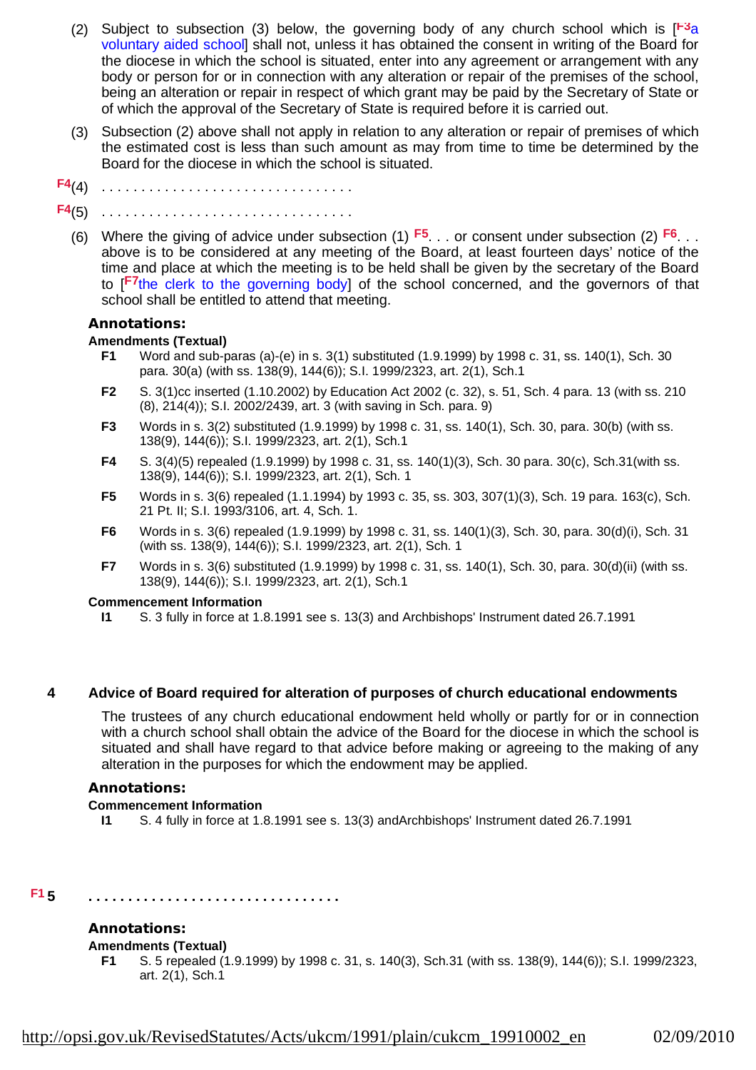(2) Subject to subsection (3) below, the governing body of any church school which is [F3a voluntary aided school] shall not, unless it has obtained the consent in writing of the Board for the diocese in which the school is situated, enter into any agreement or arrangement with any body or person for or in connection with any alteration or repair of the premises of the school, being an alteration or repair in respect of which grant may be paid by the Secretary of State or of which the approval of the Secretary of State is required before it is carried out.

(3) Subsection (2) above shall not apply in relation to any alteration or repair of premises of which the estimated cost is less than such amount as may from time to time be determined by the Board for the diocese in which the school is situated.

F4(4) . . . . . . . . . . . . . . . . . . . . . . . . . . . . . . .

F4(5) . . . . . . . . . . . . . . . . . . . . . . . . . . . . . . .

(6) Where the giving of advice under subsection (1) F5. . . or consent under subsection (2) F6. . . above is to be considered at any meeting of the Board, at least fourteen days' notice of the time and place at which the meeting is to be held shall be given by the secretary of the Board to [F7the clerk to the governing body] of the school concerned, and the governors of that school shall be entitled to attend that meeting.

### Annotations:

**Amendments (Textual)**

- **F1** Word and sub-paras (a)-(e) in s. 3(1) substituted (1.9.1999) by 1998 c. 31, ss. 140(1), Sch. 30 para. 30(a) (with ss. 138(9), 144(6)); S.I. 1999/2323, art. 2(1), Sch.1
- **F2** S. 3(1)cc inserted (1.10.2002) by Education Act 2002 (c. 32), s. 51, Sch. 4 para. 13 (with ss. 210 (8), 214(4)); S.I. 2002/2439, art. 3 (with saving in Sch. para. 9)
- **F3** Words in s. 3(2) substituted (1.9.1999) by 1998 c. 31, ss. 140(1), Sch. 30, para. 30(b) (with ss. 138(9), 144(6)); S.I. 1999/2323, art. 2(1), Sch.1
- **F4** S. 3(4)(5) repealed (1.9.1999) by 1998 c. 31, ss. 140(1)(3), Sch. 30 para. 30(c), Sch.31(with ss. 138(9), 144(6)); S.I. 1999/2323, art. 2(1), Sch. 1
- **F5** Words in s. 3(6) repealed (1.1.1994) by 1993 c. 35, ss. 303, 307(1)(3), Sch. 19 para. 163(c), Sch. 21 Pt. II; S.I. 1993/3106, art. 4, Sch. 1.
- **F6** Words in s. 3(6) repealed (1.9.1999) by 1998 c. 31, ss. 140(1)(3), Sch. 30, para. 30(d)(i), Sch. 31 (with ss. 138(9), 144(6)); S.I. 1999/2323, art. 2(1), Sch. 1
- **F7** Words in s. 3(6) substituted (1.9.1999) by 1998 c. 31, ss. 140(1), Sch. 30, para. 30(d)(ii) (with ss. 138(9), 144(6)); S.I. 1999/2323, art. 2(1), Sch.1

**Commencement Information**

- **I1** S. 3 fully in force at 1.8.1991 see s. 13(3) and Archbishops' Instrument dated 26.7.1991

## 4 Advice of Board required for alteration of purposes of church educational endowments

The trustees of any church educational endowment held wholly or partly for or in connection with a church school shall obtain the advice of the Board for the diocese in which the school is situated and shall have regard to that advice before making or agreeing to the making of any alteration in the purposes for which the endowment may be applied.

### Annotations:

**Commencement Information**

- **I1** S. 4 fully in force at 1.8.1991 see s. 13(3) andArchbishops' Instrument dated 26.7.1991

## F1 5 . . . . . . . . . . . . . . . . . . . . . . . . . . . . . . .

### Annotations:

**Amendments (Textual)**

- **F1** S. 5 repealed (1.9.1999) by 1998 c. 31, s. 140(3), Sch.31 (with ss. 138(9), 144(6)); S.I. 1999/2323, art. 2(1), Sch.1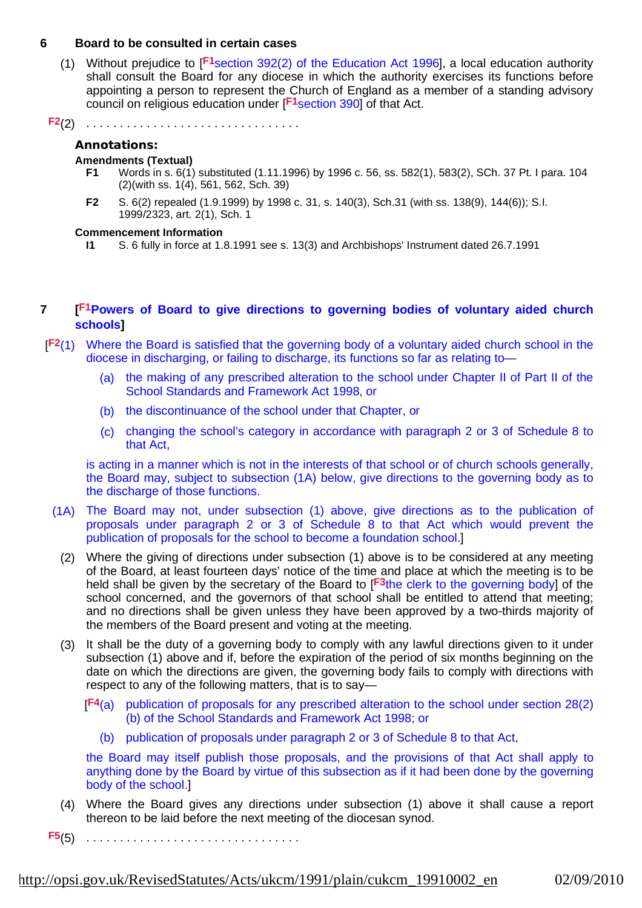### 6 Board to be consulted in certain cases

(1) Without prejudice to [F1section 392(2) of the Education Act 1996], a local education authority shall consult the Board for any diocese in which the authority exercises its functions before appointing a person to represent the Church of England as a member of a standing advisory council on religious education under [F1section 390] of that Act.

F2(2) . . . . . . . . . . . . . . . . . . . . . . . . . . . . . . .

**Annotations:**

**Amendments (Textual)**

**F1** Words in s. 6(1) substituted (1.11.1996) by 1996 c. 56, ss. 582(1), 583(2), SCh. 37 Pt. I para. 104 (2)(with ss. 1(4), 561, 562, Sch. 39)

**F2** S. 6(2) repealed (1.9.1999) by 1998 c. 31, s. 140(3), Sch.31 (with ss. 138(9), 144(6)); S.I. 1999/2323, art. 2(1), Sch. 1

**Commencement Information**

**I1** S. 6 fully in force at 1.8.1991 see s. 13(3) and Archbishops' Instrument dated 26.7.1991

### 7 [F1Powers of Board to give directions to governing bodies of voluntary aided church schools]

[F2(1) Where the Board is satisfied that the governing body of a voluntary aided church school in the diocese in discharging, or failing to discharge, its functions so far as relating to—

(a) the making of any prescribed alteration to the school under Chapter II of Part II of the School Standards and Framework Act 1998, or

(b) the discontinuance of the school under that Chapter, or

(c) changing the school's category in accordance with paragraph 2 or 3 of Schedule 8 to that Act,

is acting in a manner which is not in the interests of that school or of church schools generally, the Board may, subject to subsection (1A) below, give directions to the governing body as to the discharge of those functions.

(1A) The Board may not, under subsection (1) above, give directions as to the publication of proposals under paragraph 2 or 3 of Schedule 8 to that Act which would prevent the publication of proposals for the school to become a foundation school.]

(2) Where the giving of directions under subsection (1) above is to be considered at any meeting of the Board, at least fourteen days' notice of the time and place at which the meeting is to be held shall be given by the secretary of the Board to [F3the clerk to the governing body] of the school concerned, and the governors of that school shall be entitled to attend that meeting; and no directions shall be given unless they have been approved by a two-thirds majority of the members of the Board present and voting at the meeting.

(3) It shall be the duty of a governing body to comply with any lawful directions given to it under subsection (1) above and if, before the expiration of the period of six months beginning on the date on which the directions are given, the governing body fails to comply with directions with respect to any of the following matters, that is to say—

[F4(a) publication of proposals for any prescribed alteration to the school under section 28(2)(b) of the School Standards and Framework Act 1998; or

(b) publication of proposals under paragraph 2 or 3 of Schedule 8 to that Act,

the Board may itself publish those proposals, and the provisions of that Act shall apply to anything done by the Board by virtue of this subsection as if it had been done by the governing body of the school.]

(4) Where the Board gives any directions under subsection (1) above it shall cause a report thereon to be laid before the next meeting of the diocesan synod.

F5(5) . . . . . . . . . . . . . . . . . . . . . . . . . . . . . . .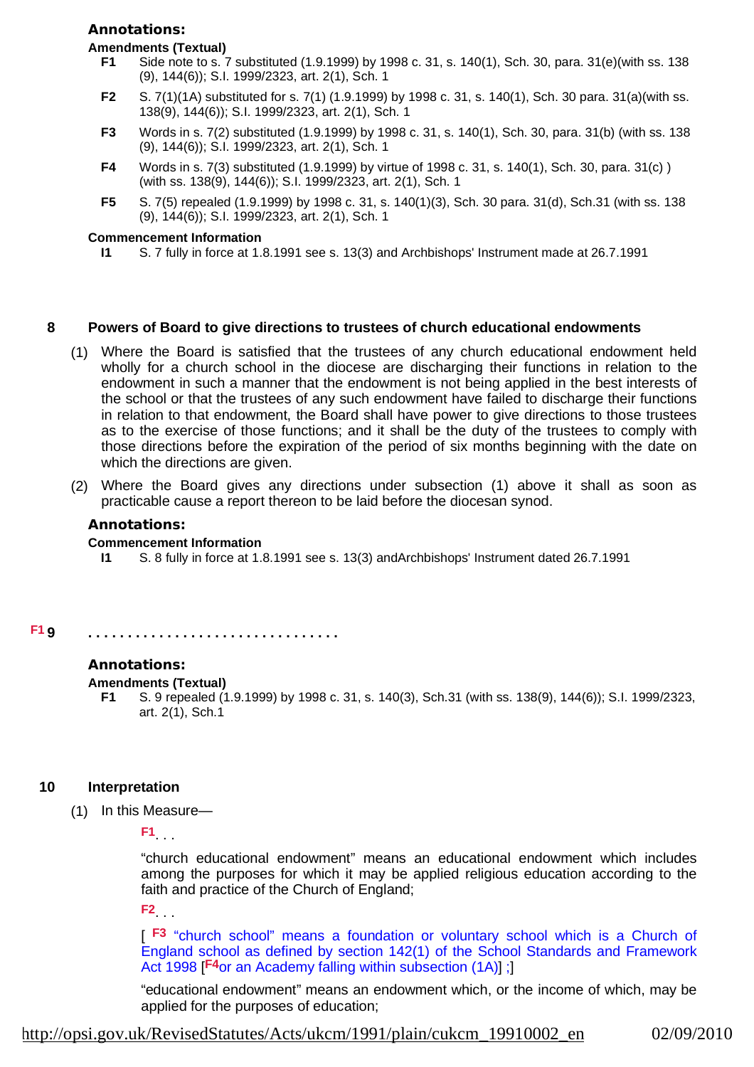**Annotations:**

**Amendments (Textual)**

**F1** Side note to s. 7 substituted (1.9.1999) by 1998 c. 31, s. 140(1), Sch. 30, para. 31(e)(with ss. 138 (9), 144(6)); S.I. 1999/2323, art. 2(1), Sch. 1

**F2** S. 7(1)(1A) substituted for s. 7(1) (1.9.1999) by 1998 c. 31, s. 140(1), Sch. 30 para. 31(a)(with ss. 138(9), 144(6)); S.I. 1999/2323, art. 2(1), Sch. 1

**F3** Words in s. 7(2) substituted (1.9.1999) by 1998 c. 31, s. 140(1), Sch. 30, para. 31(b) (with ss. 138 (9), 144(6)); S.I. 1999/2323, art. 2(1), Sch. 1

**F4** Words in s. 7(3) substituted (1.9.1999) by virtue of 1998 c. 31, s. 140(1), Sch. 30, para. 31(c) ) (with ss. 138(9), 144(6)); S.I. 1999/2323, art. 2(1), Sch. 1

**F5** S. 7(5) repealed (1.9.1999) by 1998 c. 31, s. 140(1)(3), Sch. 30 para. 31(d), Sch.31 (with ss. 138 (9), 144(6)); S.I. 1999/2323, art. 2(1), Sch. 1

**Commencement Information**

**I1** S. 7 fully in force at 1.8.1991 see s. 13(3) and Archbishops' Instrument made at 26.7.1991

### 8 Powers of Board to give directions to trustees of church educational endowments

(1) Where the Board is satisfied that the trustees of any church educational endowment held wholly for a church school in the diocese are discharging their functions in relation to the endowment in such a manner that the endowment is not being applied in the best interests of the school or that the trustees of any such endowment have failed to discharge their functions in relation to that endowment, the Board shall have power to give directions to those trustees as to the exercise of those functions; and it shall be the duty of the trustees to comply with those directions before the expiration of the period of six months beginning with the date on which the directions are given.

(2) Where the Board gives any directions under subsection (1) above it shall as soon as practicable cause a report thereon to be laid before the diocesan synod.

**Annotations:**

**Commencement Information**

**I1** S. 8 fully in force at 1.8.1991 see s. 13(3) andArchbishops' Instrument dated 26.7.1991

### F1 9 . . . . . . . . . . . . . . . . . . . . . . . . . . . . . . .

**Annotations:**

**Amendments (Textual)**

**F1** S. 9 repealed (1.9.1999) by 1998 c. 31, s. 140(3), Sch.31 (with ss. 138(9), 144(6)); S.I. 1999/2323, art. 2(1), Sch.1

### 10 Interpretation

(1) In this Measure—

F1. . .

"church educational endowment" means an educational endowment which includes among the purposes for which it may be applied religious education according to the faith and practice of the Church of England;

F2. . .

[ F3 "church school" means a foundation or voluntary school which is a Church of England school as defined by section 142(1) of the School Standards and Framework Act 1998 [F4or an Academy falling within subsection (1A)] ;]

"educational endowment" means an endowment which, or the income of which, may be applied for the purposes of education;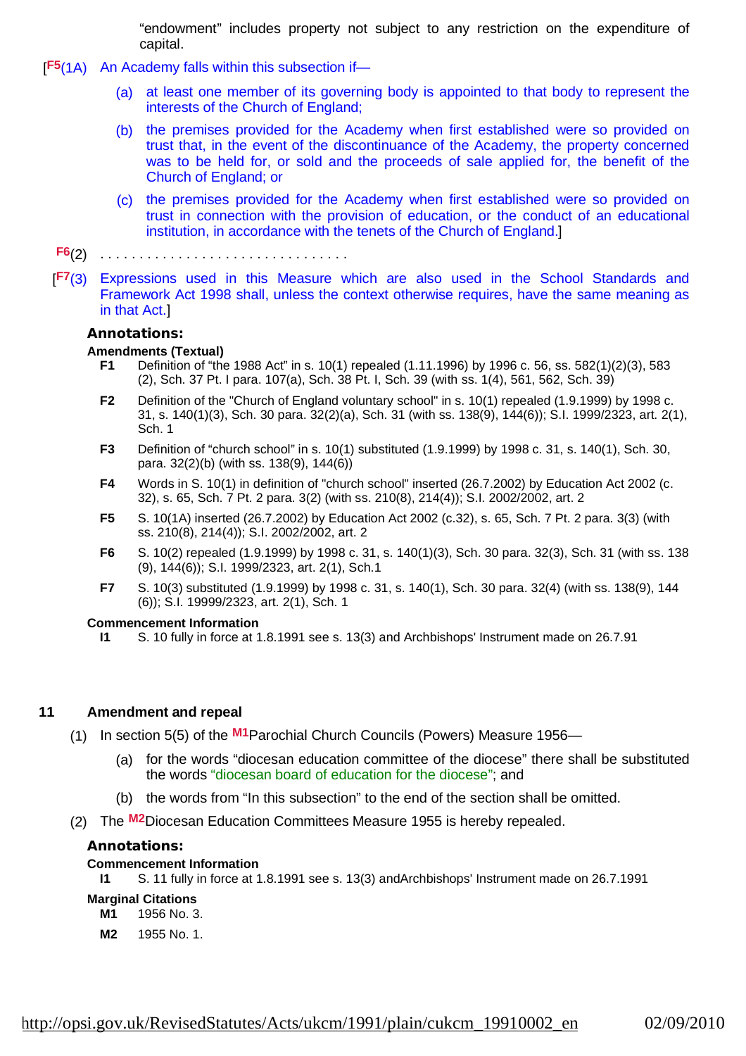"endowment" includes property not subject to any restriction on the expenditure of capital.

[F5(1A) An Academy falls within this subsection if—

(a) at least one member of its governing body is appointed to that body to represent the interests of the Church of England;

(b) the premises provided for the Academy when first established were so provided on trust that, in the event of the discontinuance of the Academy, the property concerned was to be held for, or sold and the proceeds of sale applied for, the benefit of the Church of England; or

(c) the premises provided for the Academy when first established were so provided on trust in connection with the provision of education, or the conduct of an educational institution, in accordance with the tenets of the Church of England.]

F6(2) . . . . . . . . . . . . . . . . . . . . . . . . . . . . . . .

[F7(3) Expressions used in this Measure which are also used in the School Standards and Framework Act 1998 shall, unless the context otherwise requires, have the same meaning as in that Act.]

### Annotations:

**Amendments (Textual)**

**F1** Definition of "the 1988 Act" in s. 10(1) repealed (1.11.1996) by 1996 c. 56, ss. 582(1)(2)(3), 583 (2), Sch. 37 Pt. I para. 107(a), Sch. 38 Pt. I, Sch. 39 (with ss. 1(4), 561, 562, Sch. 39)

**F2** Definition of the "Church of England voluntary school" in s. 10(1) repealed (1.9.1999) by 1998 c. 31, s. 140(1)(3), Sch. 30 para. 32(2)(a), Sch. 31 (with ss. 138(9), 144(6)); S.I. 1999/2323, art. 2(1), Sch. 1

**F3** Definition of "church school" in s. 10(1) substituted (1.9.1999) by 1998 c. 31, s. 140(1), Sch. 30, para. 32(2)(b) (with ss. 138(9), 144(6))

**F4** Words in S. 10(1) in definition of "church school" inserted (26.7.2002) by Education Act 2002 (c. 32), s. 65, Sch. 7 Pt. 2 para. 3(2) (with ss. 210(8), 214(4)); S.I. 2002/2002, art. 2

**F5** S. 10(1A) inserted (26.7.2002) by Education Act 2002 (c.32), s. 65, Sch. 7 Pt. 2 para. 3(3) (with ss. 210(8), 214(4)); S.I. 2002/2002, art. 2

**F6** S. 10(2) repealed (1.9.1999) by 1998 c. 31, s. 140(1)(3), Sch. 30 para. 32(3), Sch. 31 (with ss. 138 (9), 144(6)); S.I. 1999/2323, art. 2(1), Sch.1

**F7** S. 10(3) substituted (1.9.1999) by 1998 c. 31, s. 140(1), Sch. 30 para. 32(4) (with ss. 138(9), 144 (6)); S.I. 19999/2323, art. 2(1), Sch. 1

**Commencement Information**

**I1** S. 10 fully in force at 1.8.1991 see s. 13(3) and Archbishops' Instrument made on 26.7.91

## 11 Amendment and repeal

(1) In section 5(5) of the M1Parochial Church Councils (Powers) Measure 1956—

(a) for the words "diocesan education committee of the diocese" there shall be substituted the words "diocesan board of education for the diocese"; and

(b) the words from "In this subsection" to the end of the section shall be omitted.

(2) The M2Diocesan Education Committees Measure 1955 is hereby repealed.

### Annotations:

**Commencement Information**

**I1** S. 11 fully in force at 1.8.1991 see s. 13(3) andArchbishops' Instrument made on 26.7.1991

**Marginal Citations**

**M1** 1956 No. 3.

**M2** 1955 No. 1.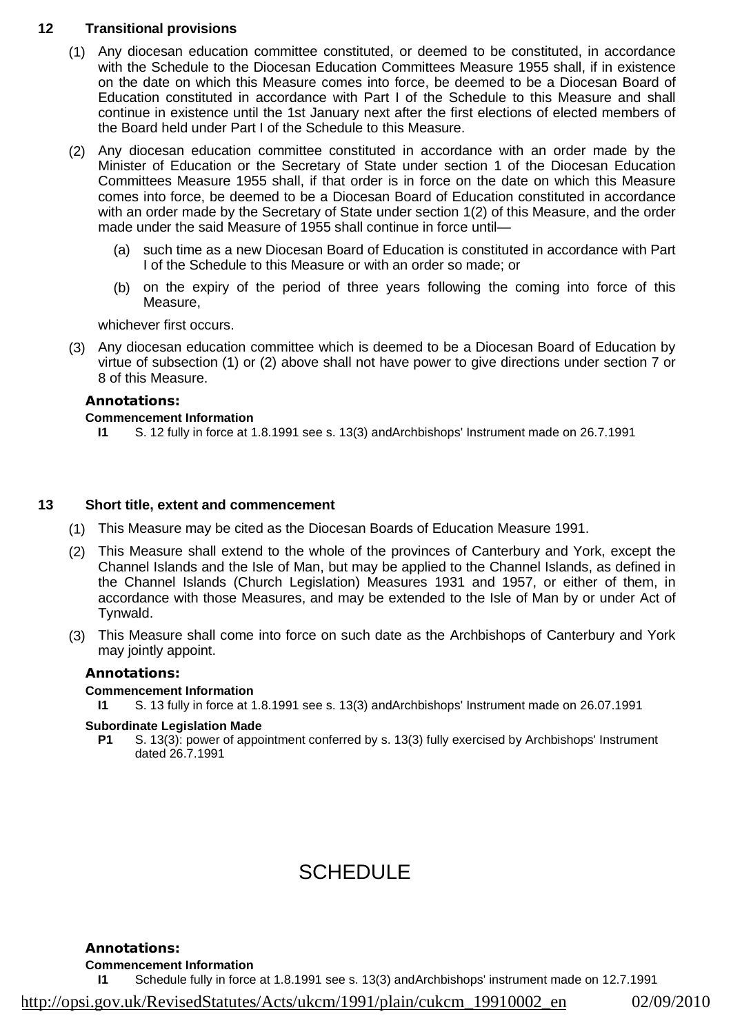## 12 Transitional provisions

(1) Any diocesan education committee constituted, or deemed to be constituted, in accordance with the Schedule to the Diocesan Education Committees Measure 1955 shall, if in existence on the date on which this Measure comes into force, be deemed to be a Diocesan Board of Education constituted in accordance with Part I of the Schedule to this Measure and shall continue in existence until the 1st January next after the first elections of elected members of the Board held under Part I of the Schedule to this Measure.

(2) Any diocesan education committee constituted in accordance with an order made by the Minister of Education or the Secretary of State under section 1 of the Diocesan Education Committees Measure 1955 shall, if that order is in force on the date on which this Measure comes into force, be deemed to be a Diocesan Board of Education constituted in accordance with an order made by the Secretary of State under section 1(2) of this Measure, and the order made under the said Measure of 1955 shall continue in force until—

(a) such time as a new Diocesan Board of Education is constituted in accordance with Part I of the Schedule to this Measure or with an order so made; or

(b) on the expiry of the period of three years following the coming into force of this Measure,

whichever first occurs.

(3) Any diocesan education committee which is deemed to be a Diocesan Board of Education by virtue of subsection (1) or (2) above shall not have power to give directions under section 7 or 8 of this Measure.

**Annotations:**

**Commencement Information**

**I1** S. 12 fully in force at 1.8.1991 see s. 13(3) andArchbishops' Instrument made on 26.7.1991

## 13 Short title, extent and commencement

(1) This Measure may be cited as the Diocesan Boards of Education Measure 1991.

(2) This Measure shall extend to the whole of the provinces of Canterbury and York, except the Channel Islands and the Isle of Man, but may be applied to the Channel Islands, as defined in the Channel Islands (Church Legislation) Measures 1931 and 1957, or either of them, in accordance with those Measures, and may be extended to the Isle of Man by or under Act of Tynwald.

(3) This Measure shall come into force on such date as the Archbishops of Canterbury and York may jointly appoint.

**Annotations:**

**Commencement Information**

**I1** S. 13 fully in force at 1.8.1991 see s. 13(3) andArchbishops' Instrument made on 26.07.1991

**Subordinate Legislation Made**

**P1** S. 13(3): power of appointment conferred by s. 13(3) fully exercised by Archbishops' Instrument dated 26.7.1991

# SCHEDULE

**Annotations:**

**Commencement Information**

**I1** Schedule fully in force at 1.8.1991 see s. 13(3) andArchbishops' instrument made on 12.7.1991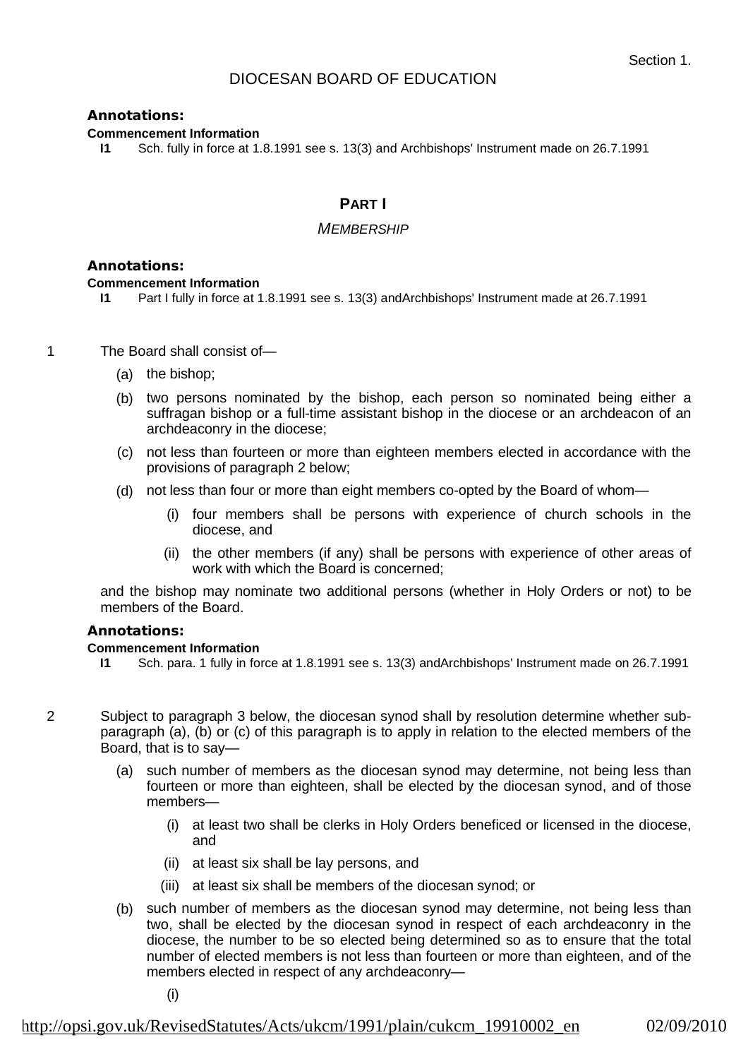Section 1.

# DIOCESAN BOARD OF EDUCATION

**Annotations:**

**Commencement Information**

**I1** Sch. fully in force at 1.8.1991 see s. 13(3) and Archbishops' Instrument made on 26.7.1991

## PART I

### *MEMBERSHIP*

**Annotations:**

**Commencement Information**

**I1** Part I fully in force at 1.8.1991 see s. 13(3) andArchbishops' Instrument made at 26.7.1991

1 The Board shall consist of—

(a) the bishop;

(b) two persons nominated by the bishop, each person so nominated being either a suffragan bishop or a full-time assistant bishop in the diocese or an archdeacon of an archdeaconry in the diocese;

(c) not less than fourteen or more than eighteen members elected in accordance with the provisions of paragraph 2 below;

(d) not less than four or more than eight members co-opted by the Board of whom—

(i) four members shall be persons with experience of church schools in the diocese, and

(ii) the other members (if any) shall be persons with experience of other areas of work with which the Board is concerned;

and the bishop may nominate two additional persons (whether in Holy Orders or not) to be members of the Board.

**Annotations:**

**Commencement Information**

**I1** Sch. para. 1 fully in force at 1.8.1991 see s. 13(3) andArchbishops' Instrument made on 26.7.1991

2 Subject to paragraph 3 below, the diocesan synod shall by resolution determine whether sub-paragraph (a), (b) or (c) of this paragraph is to apply in relation to the elected members of the Board, that is to say—

(a) such number of members as the diocesan synod may determine, not being less than fourteen or more than eighteen, shall be elected by the diocesan synod, and of those members—

(i) at least two shall be clerks in Holy Orders beneficed or licensed in the diocese, and

(ii) at least six shall be lay persons, and

(iii) at least six shall be members of the diocesan synod; or

(b) such number of members as the diocesan synod may determine, not being less than two, shall be elected by the diocesan synod in respect of each archdeaconry in the diocese, the number to be so elected being determined so as to ensure that the total number of elected members is not less than fourteen or more than eighteen, and of the members elected in respect of any archdeaconry—

(i)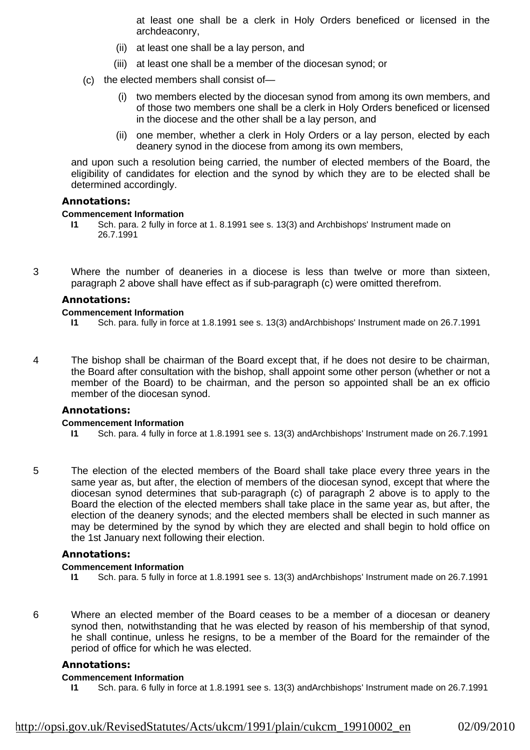at least one shall be a clerk in Holy Orders beneficed or licensed in the archdeaconry,

(ii) at least one shall be a lay person, and

(iii) at least one shall be a member of the diocesan synod; or

(c) the elected members shall consist of—

(i) two members elected by the diocesan synod from among its own members, and of those two members one shall be a clerk in Holy Orders beneficed or licensed in the diocese and the other shall be a lay person, and

(ii) one member, whether a clerk in Holy Orders or a lay person, elected by each deanery synod in the diocese from among its own members,

and upon such a resolution being carried, the number of elected members of the Board, the eligibility of candidates for election and the synod by which they are to be elected shall be determined accordingly.

**Annotations:**

**Commencement Information**

**I1** Sch. para. 2 fully in force at 1. 8.1991 see s. 13(3) and Archbishops' Instrument made on 26.7.1991

3 Where the number of deaneries in a diocese is less than twelve or more than sixteen, paragraph 2 above shall have effect as if sub-paragraph (c) were omitted therefrom.

**Annotations:**

**Commencement Information**

**I1** Sch. para. fully in force at 1.8.1991 see s. 13(3) andArchbishops' Instrument made on 26.7.1991

4 The bishop shall be chairman of the Board except that, if he does not desire to be chairman, the Board after consultation with the bishop, shall appoint some other person (whether or not a member of the Board) to be chairman, and the person so appointed shall be an ex officio member of the diocesan synod.

**Annotations:**

**Commencement Information**

**I1** Sch. para. 4 fully in force at 1.8.1991 see s. 13(3) andArchbishops' Instrument made on 26.7.1991

5 The election of the elected members of the Board shall take place every three years in the same year as, but after, the election of members of the diocesan synod, except that where the diocesan synod determines that sub-paragraph (c) of paragraph 2 above is to apply to the Board the election of the elected members shall take place in the same year as, but after, the election of the deanery synods; and the elected members shall be elected in such manner as may be determined by the synod by which they are elected and shall begin to hold office on the 1st January next following their election.

**Annotations:**

**Commencement Information**

**I1** Sch. para. 5 fully in force at 1.8.1991 see s. 13(3) andArchbishops' Instrument made on 26.7.1991

6 Where an elected member of the Board ceases to be a member of a diocesan or deanery synod then, notwithstanding that he was elected by reason of his membership of that synod, he shall continue, unless he resigns, to be a member of the Board for the remainder of the period of office for which he was elected.

**Annotations:**

**Commencement Information**

**I1** Sch. para. 6 fully in force at 1.8.1991 see s. 13(3) andArchbishops' Instrument made on 26.7.1991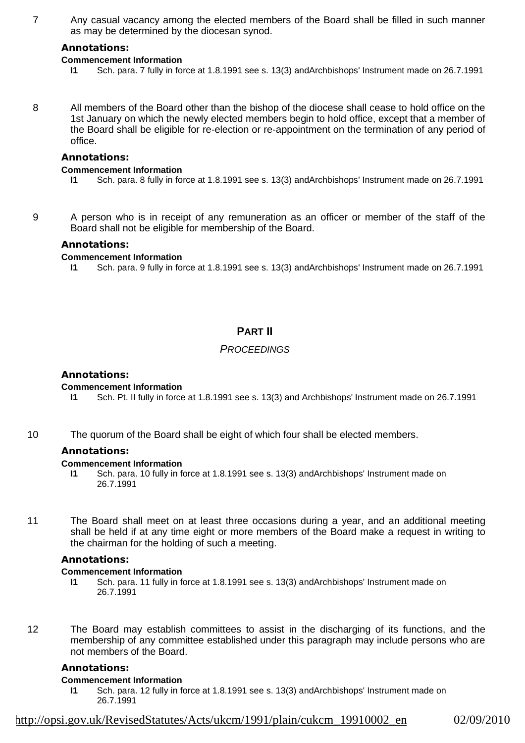7 Any casual vacancy among the elected members of the Board shall be filled in such manner as may be determined by the diocesan synod.

**Annotations:**

**Commencement Information**

**I1** Sch. para. 7 fully in force at 1.8.1991 see s. 13(3) andArchbishops' Instrument made on 26.7.1991

8 All members of the Board other than the bishop of the diocese shall cease to hold office on the 1st January on which the newly elected members begin to hold office, except that a member of the Board shall be eligible for re-election or re-appointment on the termination of any period of office.

**Annotations:**

**Commencement Information**

**I1** Sch. para. 8 fully in force at 1.8.1991 see s. 13(3) andArchbishops' Instrument made on 26.7.1991

9 A person who is in receipt of any remuneration as an officer or member of the staff of the Board shall not be eligible for membership of the Board.

**Annotations:**

**Commencement Information**

**I1** Sch. para. 9 fully in force at 1.8.1991 see s. 13(3) andArchbishops' Instrument made on 26.7.1991

## PART II

### *PROCEEDINGS*

**Annotations:**

**Commencement Information**

**I1** Sch. Pt. II fully in force at 1.8.1991 see s. 13(3) and Archbishops' Instrument made on 26.7.1991

10 The quorum of the Board shall be eight of which four shall be elected members.

**Annotations:**

**Commencement Information**

**I1** Sch. para. 10 fully in force at 1.8.1991 see s. 13(3) andArchbishops' Instrument made on 26.7.1991

11 The Board shall meet on at least three occasions during a year, and an additional meeting shall be held if at any time eight or more members of the Board make a request in writing to the chairman for the holding of such a meeting.

**Annotations:**

**Commencement Information**

**I1** Sch. para. 11 fully in force at 1.8.1991 see s. 13(3) andArchbishops' Instrument made on 26.7.1991

12 The Board may establish committees to assist in the discharging of its functions, and the membership of any committee established under this paragraph may include persons who are not members of the Board.

**Annotations:**

**Commencement Information**

**I1** Sch. para. 12 fully in force at 1.8.1991 see s. 13(3) andArchbishops' Instrument made on 26.7.1991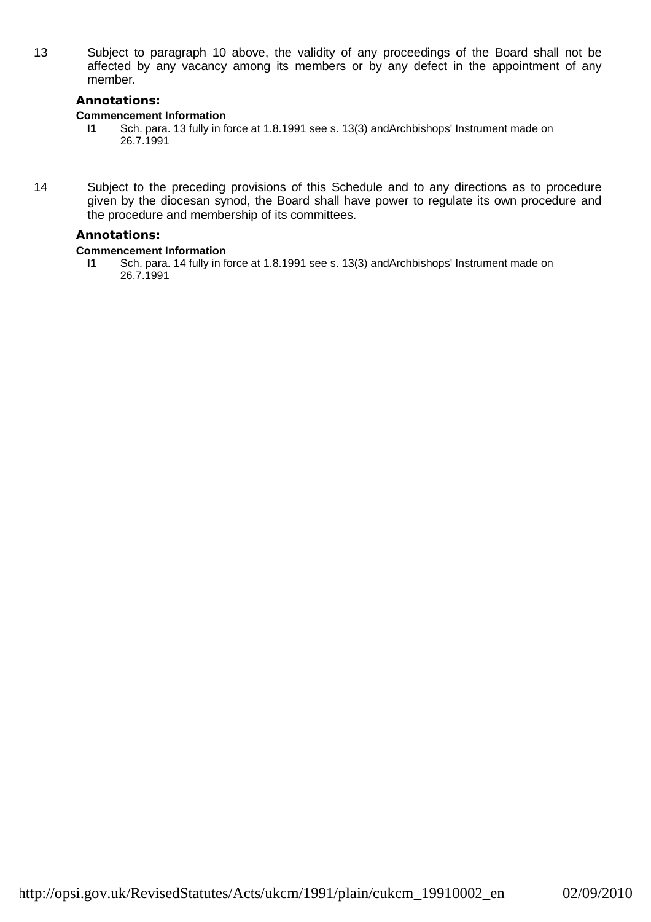13 Subject to paragraph 10 above, the validity of any proceedings of the Board shall not be affected by any vacancy among its members or by any defect in the appointment of any member.

**Annotations:**

**Commencement Information**

**I1** Sch. para. 13 fully in force at 1.8.1991 see s. 13(3) andArchbishops' Instrument made on 26.7.1991

14 Subject to the preceding provisions of this Schedule and to any directions as to procedure given by the diocesan synod, the Board shall have power to regulate its own procedure and the procedure and membership of its committees.

**Annotations:**

**Commencement Information**

**I1** Sch. para. 14 fully in force at 1.8.1991 see s. 13(3) andArchbishops' Instrument made on 26.7.1991